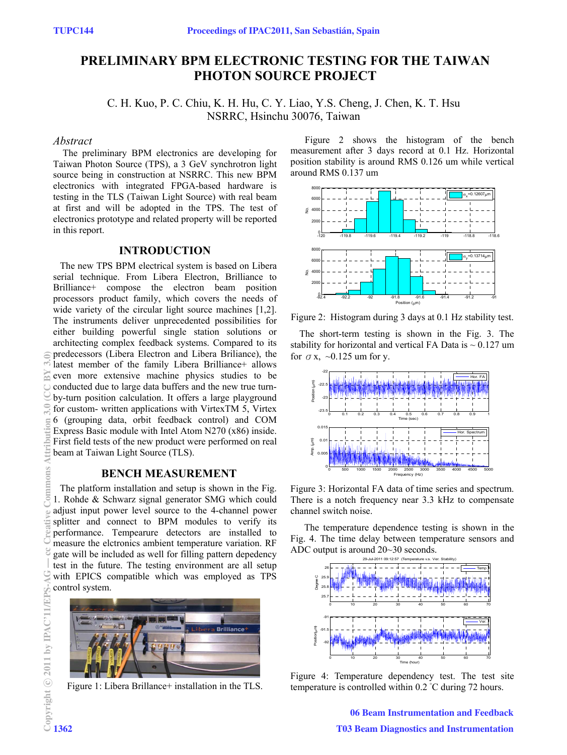# PRELIMINARY BPM ELECTRONIC TESTING FOR THE TAIWAN PHOTON SOURCE PROJECT

C. H. Kuo, P. C. Chiu, K. H. Hu, C. Y. Liao, Y.S. Cheng, J. Chen, K. T. Hsu
NSRRC, Hsinchu 30076, Taiwan

## *Abstract*

The preliminary BPM electronics are developing for Taiwan Photon Source (TPS), a 3 GeV synchrotron light source being in construction at NSRRC. This new BPM electronics with integrated FPGA-based hardware is testing in the TLS (Taiwan Light Source) with real beam at first and will be adopted in the TPS. The test of electronics prototype and related property will be reported in this report.

## INTRODUCTION

The new TPS BPM electrical system is based on Libera serial technique. From Libera Electron, Brilliance to Brilliance+ compose the electron beam position processors product family, which covers the needs of wide variety of the circular light source machines [1,2]. The instruments deliver unprecedented possibilities for either building powerful single station solutions or architecting complex feedback systems. Compared to its predecessors (Libera Electron and Libera Briliance), the latest member of the family Libera Brilliance+ allows even more extensive machine physics studies to be conducted due to large data buffers and the new true turn-by-turn position calculation. It offers a large playground for custom- written applications with VirtexTM 5, Virtex 6 (grouping data, orbit feedback control) and COM Express Basic module with Intel Atom N270 (x86) inside. First field tests of the new product were performed on real beam at Taiwan Light Source (TLS).

## BENCH MEASUREMENT

The platform installation and setup is shown in the Fig. 1. Rohde & Schwarz signal generator SMG which could adjust input power level source to the 4-channel power splitter and connect to BPM modules to verify its performance. Tempearure detectors are installed to measure the elctronics ambient temperature variation. RF gate will be included as well for filling pattern depedency test in the future. The testing environment are all setup with EPICS compatible which was employed as TPS control system.

Figure 1: Libera Brillance+ installation in the TLS.

Figure 2 shows the histogram of the bench measurement after 3 days record at 0.1 Hz. Horizontal position stability is around RMS 0.126 um while vertical around RMS 0.137 um

Figure 2: Histogram during 3 days at 0.1 Hz stability test.

The short-term testing is shown in the Fig. 3. The stability for horizontal and vertical FA Data is ~ 0.127 um for $\sigma$ x, ~0.125 um for y.

Figure 3: Horizontal FA data of time series and spectrum. There is a notch frequency near 3.3 kHz to compensate channel switch noise.

The temperature dependence testing is shown in the Fig. 4. The time delay between temperature sensors and ADC output is around 20~30 seconds.

Figure 4: Temperature dependency test. The test site temperature is controlled within 0.2 $^{\circ}$C during 72 hours.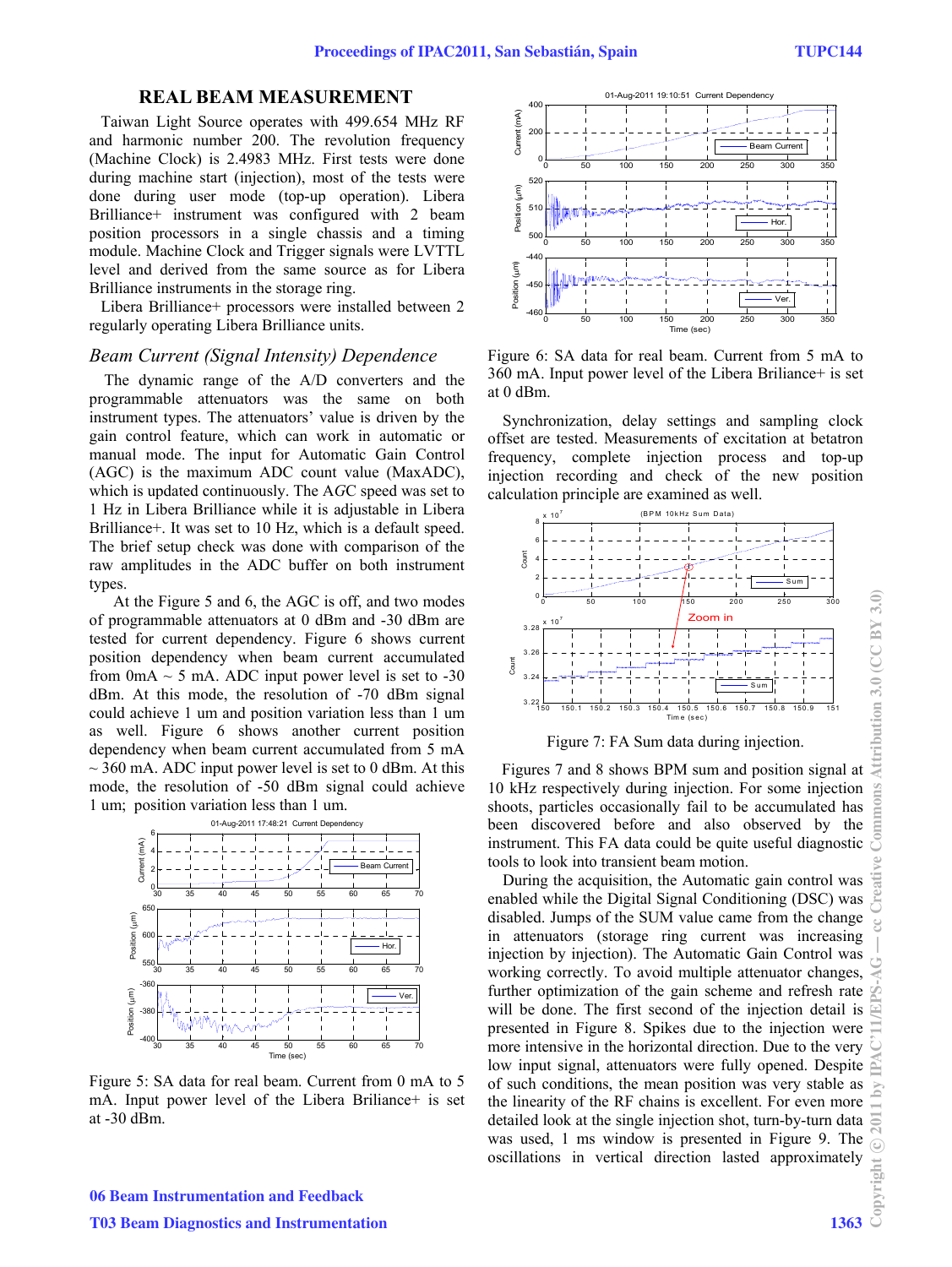## REAL BEAM MEASUREMENT

Taiwan Light Source operates with 499.654 MHz RF and harmonic number 200. The revolution frequency (Machine Clock) is 2.4983 MHz. First tests were done during machine start (injection), most of the tests were done during user mode (top-up operation). Libera Brilliance+ instrument was configured with 2 beam position processors in a single chassis and a timing module. Machine Clock and Trigger signals were LVTTL level and derived from the same source as for Libera Brilliance instruments in the storage ring.

Libera Brilliance+ processors were installed between 2 regularly operating Libera Brilliance units.

### *Beam Current (Signal Intensity) Dependence*

The dynamic range of the A/D converters and the programmable attenuators was the same on both instrument types. The attenuators' value is driven by the gain control feature, which can work in automatic or manual mode. The input for Automatic Gain Control (AGC) is the maximum ADC count value (MaxADC), which is updated continuously. The AGC speed was set to 1 Hz in Libera Brilliance while it is adjustable in Libera Brilliance+. It was set to 10 Hz, which is a default speed. The brief setup check was done with comparison of the raw amplitudes in the ADC buffer on both instrument types.

At the Figure 5 and 6, the AGC is off, and two modes of programmable attenuators at 0 dBm and -30 dBm are tested for current dependency. Figure 6 shows current position dependency when beam current accumulated from 0mA ~ 5 mA. ADC input power level is set to -30 dBm. At this mode, the resolution of -70 dBm signal could achieve 1 um and position variation less than 1 um as well. Figure 6 shows another current position dependency when beam current accumulated from 5 mA ~ 360 mA. ADC input power level is set to 0 dBm. At this mode, the resolution of -50 dBm signal could achieve 1 um; position variation less than 1 um.

Figure 5: SA data for real beam. Current from 0 mA to 5 mA. Input power level of the Libera Briliance+ is set at -30 dBm.

Figure 6: SA data for real beam. Current from 5 mA to 360 mA. Input power level of the Libera Briliance+ is set at 0 dBm.

Synchronization, delay settings and sampling clock offset are tested. Measurements of excitation at betatron frequency, complete injection process and top-up injection recording and check of the new position calculation principle are examined as well.

Figure 7: FA Sum data during injection.

Figures 7 and 8 shows BPM sum and position signal at 10 kHz respectively during injection. For some injection shoots, particles occasionally fail to be accumulated has been discovered before and also observed by the instrument. This FA data could be quite useful diagnostic tools to look into transient beam motion.

During the acquisition, the Automatic gain control was enabled while the Digital Signal Conditioning (DSC) was disabled. Jumps of the SUM value came from the change in attenuators (storage ring current was increasing injection by injection). The Automatic Gain Control was working correctly. To avoid multiple attenuator changes, further optimization of the gain scheme and refresh rate will be done. The first second of the injection detail is presented in Figure 8. Spikes due to the injection were more intensive in the horizontal direction. Due to the very low input signal, attenuators were fully opened. Despite of such conditions, the mean position was very stable as the linearity of the RF chains is excellent. For even more detailed look at the single injection shot, turn-by-turn data was used, 1 ms window is presented in Figure 9. The oscillations in vertical direction lasted approximately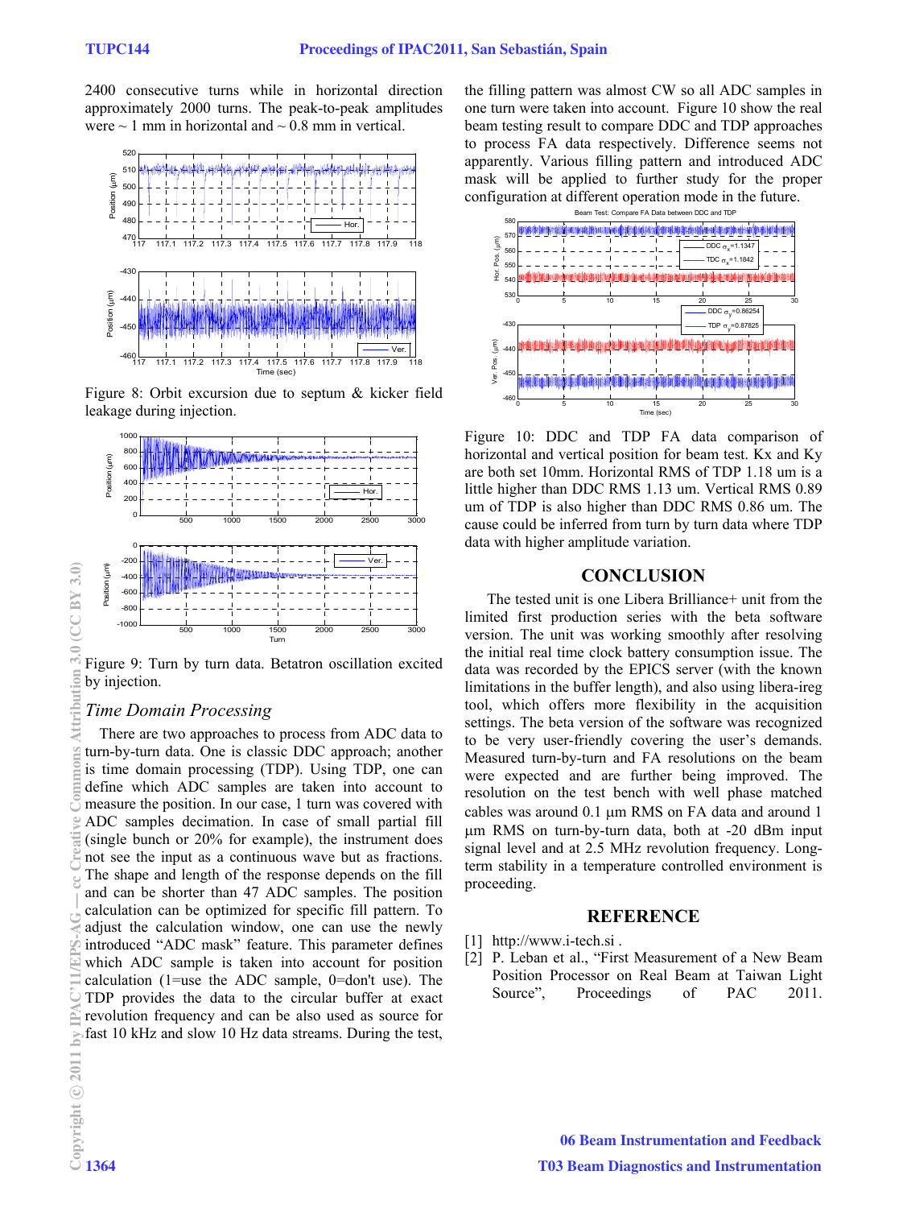2400 consecutive turns while in horizontal direction approximately 2000 turns. The peak-to-peak amplitudes were ~ 1 mm in horizontal and ~ 0.8 mm in vertical.

Figure 8: Orbit excursion due to septum & kicker field leakage during injection.

Figure 9: Turn by turn data. Betatron oscillation excited by injection.

### *Time Domain Processing*

There are two approaches to process from ADC data to turn-by-turn data. One is classic DDC approach; another is time domain processing (TDP). Using TDP, one can define which ADC samples are taken into account to measure the position. In our case, 1 turn was covered with ADC samples decimation. In case of small partial fill (single bunch or 20% for example), the instrument does not see the input as a continuous wave but as fractions. The shape and length of the response depends on the fill and can be shorter than 47 ADC samples. The position calculation can be optimized for specific fill pattern. To adjust the calculation window, one can use the newly introduced "ADC mask" feature. This parameter defines which ADC sample is taken into account for position calculation (1=use the ADC sample, 0=don't use). The TDP provides the data to the circular buffer at exact revolution frequency and can be also used as source for fast 10 kHz and slow 10 Hz data streams. During the test, the filling pattern was almost CW so all ADC samples in one turn were taken into account. Figure 10 show the real beam testing result to compare DDC and TDP approaches to process FA data respectively. Difference seems not apparently. Various filling pattern and introduced ADC mask will be applied to further study for the proper configuration at different operation mode in the future.

Figure 10: DDC and TDP FA data comparison of horizontal and vertical position for beam test. Kx and Ky are both set 10mm. Horizontal RMS of TDP 1.18 um is a little higher than DDC RMS 1.13 um. Vertical RMS 0.89 um of TDP is also higher than DDC RMS 0.86 um. The cause could be inferred from turn by turn data where TDP data with higher amplitude variation.

## CONCLUSION

The tested unit is one Libera Brilliance+ unit from the limited first production series with the beta software version. The unit was working smoothly after resolving the initial real time clock battery consumption issue. The data was recorded by the EPICS server (with the known limitations in the buffer length), and also using libera-ireg tool, which offers more flexibility in the acquisition settings. The beta version of the software was recognized to be very user-friendly covering the user's demands. Measured turn-by-turn and FA resolutions on the beam were expected and are further being improved. The resolution on the test bench with well phase matched cables was around 0.1 µm RMS on FA data and around 1 µm RMS on turn-by-turn data, both at -20 dBm input signal level and at 2.5 MHz revolution frequency. Long-term stability in a temperature controlled environment is proceeding.

## REFERENCE

[1] http://www.i-tech.si .

[2] P. Leban et al., "First Measurement of a New Beam Position Processor on Real Beam at Taiwan Light Source", Proceedings of PAC 2011.